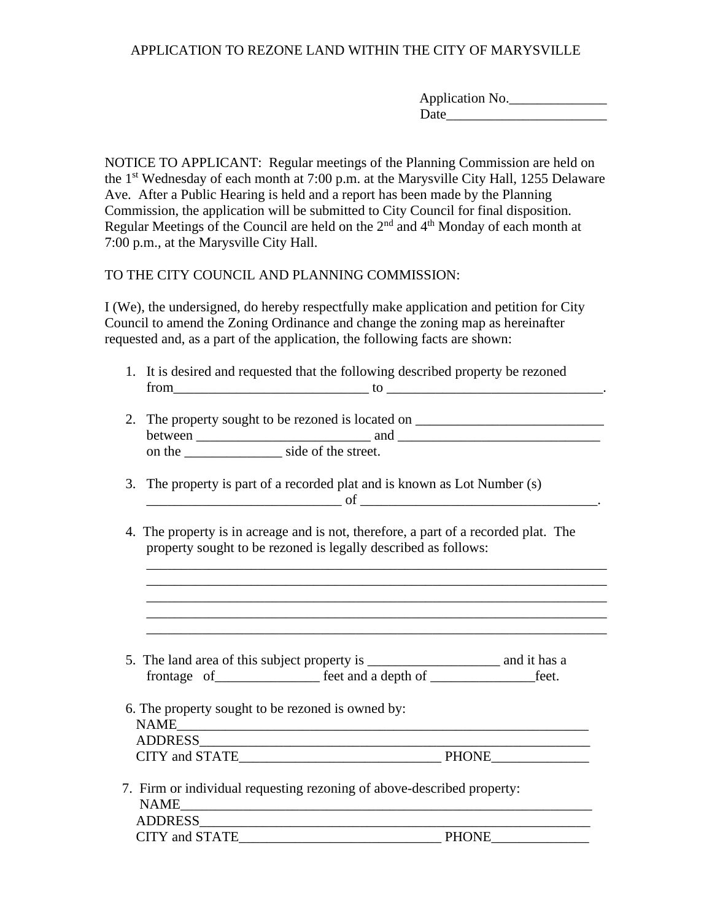# APPLICATION TO REZONE LAND WITHIN THE CITY OF MARYSVILLE

Application No.______________
Date_______________________

NOTICE TO APPLICANT: Regular meetings of the Planning Commission are held on the 1st Wednesday of each month at 7:00 p.m. at the Marysville City Hall, 1255 Delaware Ave. After a Public Hearing is held and a report has been made by the Planning Commission, the application will be submitted to City Council for final disposition. Regular Meetings of the Council are held on the 2nd and 4th Monday of each month at 7:00 p.m., at the Marysville City Hall.

TO THE CITY COUNCIL AND PLANNING COMMISSION:

I (We), the undersigned, do hereby respectfully make application and petition for City Council to amend the Zoning Ordinance and change the zoning map as hereinafter requested and, as a part of the application, the following facts are shown:

1. It is desired and requested that the following described property be rezoned from____________________________ to _______________________________.

2. The property sought to be rezoned is located on ___________________________ between _________________________ and _____________________________ on the ______________ side of the street.

3. The property is part of a recorded plat and is known as Lot Number (s) ____________________________ of __________________________________.

4. The property is in acreage and is not, therefore, a part of a recorded plat. The property sought to be rezoned is legally described as follows:
   ____________________________________________________________________
   ____________________________________________________________________
   ____________________________________________________________________
   ____________________________________________________________________
   ____________________________________________________________________

5. The land area of this subject property is ___________________ and it has a frontage of_______________ feet and a depth of _______________feet.

6. The property sought to be rezoned is owned by:
   NAME_____________________________________________________________
   ADDRESS__________________________________________________________
   CITY and STATE_____________________________ PHONE______________

7. Firm or individual requesting rezoning of above-described property:
   NAME_____________________________________________________________
   ADDRESS__________________________________________________________
   CITY and STATE_____________________________ PHONE______________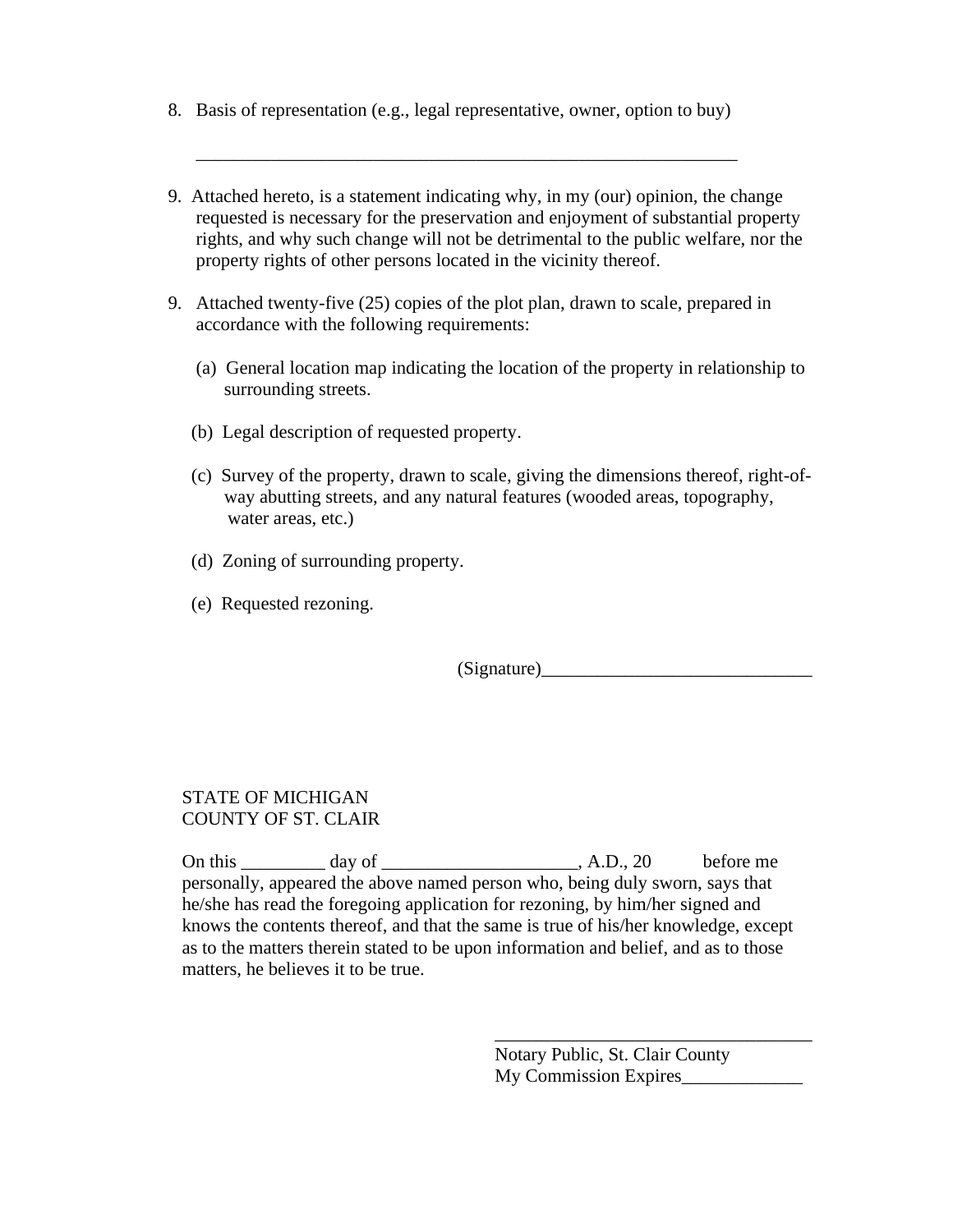8. Basis of representation (e.g., legal representative, owner, option to buy)

 ____________________________________________________________

9. Attached hereto, is a statement indicating why, in my (our) opinion, the change requested is necessary for the preservation and enjoyment of substantial property rights, and why such change will not be detrimental to the public welfare, nor the property rights of other persons located in the vicinity thereof.

9. Attached twenty-five (25) copies of the plot plan, drawn to scale, prepared in accordance with the following requirements:

   (a) General location map indicating the location of the property in relationship to surrounding streets.

   (b) Legal description of requested property.

   (c) Survey of the property, drawn to scale, giving the dimensions thereof, right-of-way abutting streets, and any natural features (wooded areas, topography, water areas, etc.)

   (d) Zoning of surrounding property.

   (e) Requested rezoning.

(Signature)_____________________________

STATE OF MICHIGAN
COUNTY OF ST. CLAIR

On this _________ day of _____________________, A.D., 20 before me personally, appeared the above named person who, being duly sworn, says that he/she has read the foregoing application for rezoning, by him/her signed and knows the contents thereof, and that the same is true of his/her knowledge, except as to the matters therein stated to be upon information and belief, and as to those matters, he believes it to be true.

___________________________________
Notary Public, St. Clair County
My Commission Expires_____________